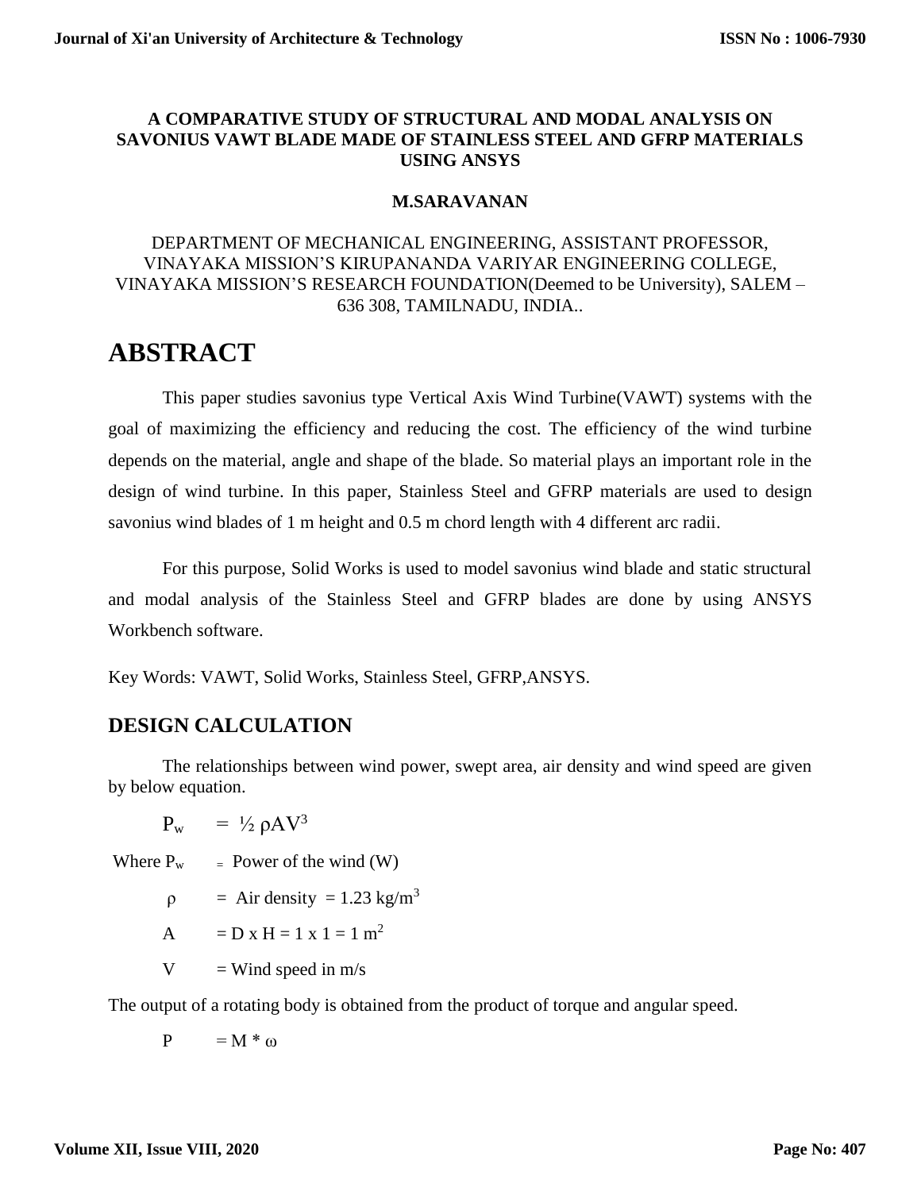# A COMPARATIVE STUDY OF STRUCTURAL AND MODAL ANALYSIS ON SAVONIUS VAWT BLADE MADE OF STAINLESS STEEL AND GFRP MATERIALS USING ANSYS

**M.SARAVANAN**

DEPARTMENT OF MECHANICAL ENGINEERING, ASSISTANT PROFESSOR, VINAYAKA MISSION'S KIRUPANANDA VARIYAR ENGINEERING COLLEGE, VINAYAKA MISSION'S RESEARCH FOUNDATION(Deemed to be University), SALEM – 636 308, TAMILNADU, INDIA..

# ABSTRACT

This paper studies savonius type Vertical Axis Wind Turbine(VAWT) systems with the goal of maximizing the efficiency and reducing the cost. The efficiency of the wind turbine depends on the material, angle and shape of the blade. So material plays an important role in the design of wind turbine. In this paper, Stainless Steel and GFRP materials are used to design savonius wind blades of 1 m height and 0.5 m chord length with 4 different arc radii.

For this purpose, Solid Works is used to model savonius wind blade and static structural and modal analysis of the Stainless Steel and GFRP blades are done by using ANSYS Workbench software.

Key Words: VAWT, Solid Works, Stainless Steel, GFRP,ANSYS.

## DESIGN CALCULATION

The relationships between wind power, swept area, air density and wind speed are given by below equation.

$$P_w = \frac{1}{2} \rho A V^3$$

Where $P_w$ = Power of the wind (W)

$\rho$ = Air density = 1.23 kg/m$^3$

$A$ = D x H = 1 x 1 = 1 m$^2$

$V$ = Wind speed in m/s

The output of a rotating body is obtained from the product of torque and angular speed.

$$P = M * \omega$$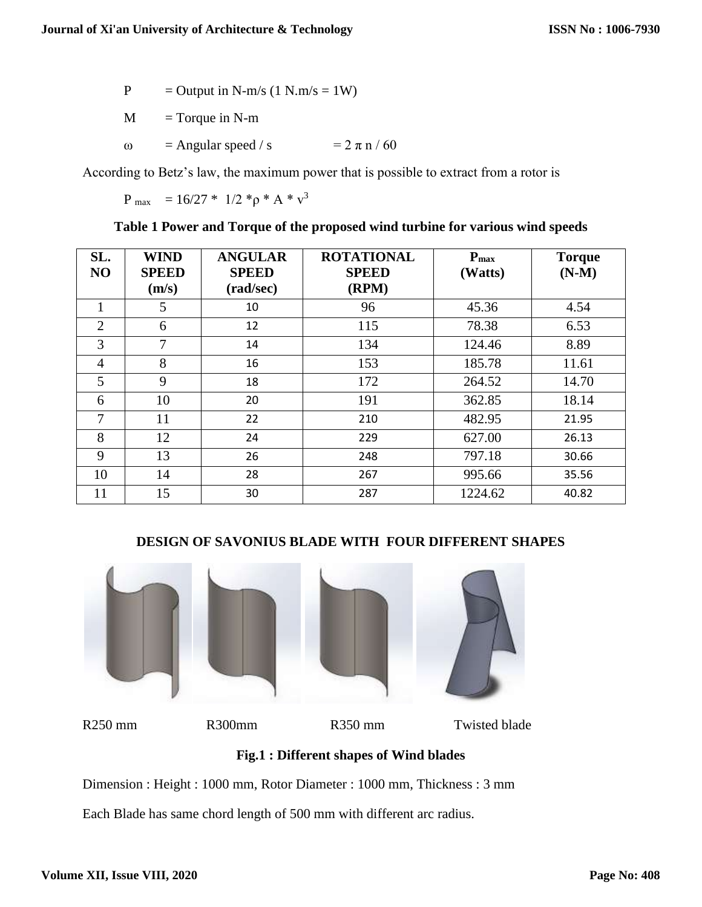$P$ = Output in N-m/s (1 N.m/s = 1W)

$M$ = Torque in N-m

$\omega$ = Angular speed / s $= 2 \pi n / 60$

According to Betz's law, the maximum power that is possible to extract from a rotor is

$$P_{max} = 16/27 * 1/2 * \rho * A * v^3$$

**Table 1 Power and Torque of the proposed wind turbine for various wind speeds**

| SL. NO | WIND SPEED (m/s) | ANGULAR SPEED (rad/sec) | ROTATIONAL SPEED (RPM) | $P_{max}$ (Watts) | Torque (N-M) |
|---|---|---|---|---|---|
| 1 | 5 | 10 | 96 | 45.36 | 4.54 |
| 2 | 6 | 12 | 115 | 78.38 | 6.53 |
| 3 | 7 | 14 | 134 | 124.46 | 8.89 |
| 4 | 8 | 16 | 153 | 185.78 | 11.61 |
| 5 | 9 | 18 | 172 | 264.52 | 14.70 |
| 6 | 10 | 20 | 191 | 362.85 | 18.14 |
| 7 | 11 | 22 | 210 | 482.95 | 21.95 |
| 8 | 12 | 24 | 229 | 627.00 | 26.13 |
| 9 | 13 | 26 | 248 | 797.18 | 30.66 |
| 10 | 14 | 28 | 267 | 995.66 | 35.56 |
| 11 | 15 | 30 | 287 | 1224.62 | 40.82 |

## DESIGN OF SAVONIUS BLADE WITH FOUR DIFFERENT SHAPES

R250 mm R300mm R350 mm Twisted blade

**Fig.1 : Different shapes of Wind blades**

Dimension : Height : 1000 mm, Rotor Diameter : 1000 mm, Thickness : 3 mm

Each Blade has same chord length of 500 mm with different arc radius.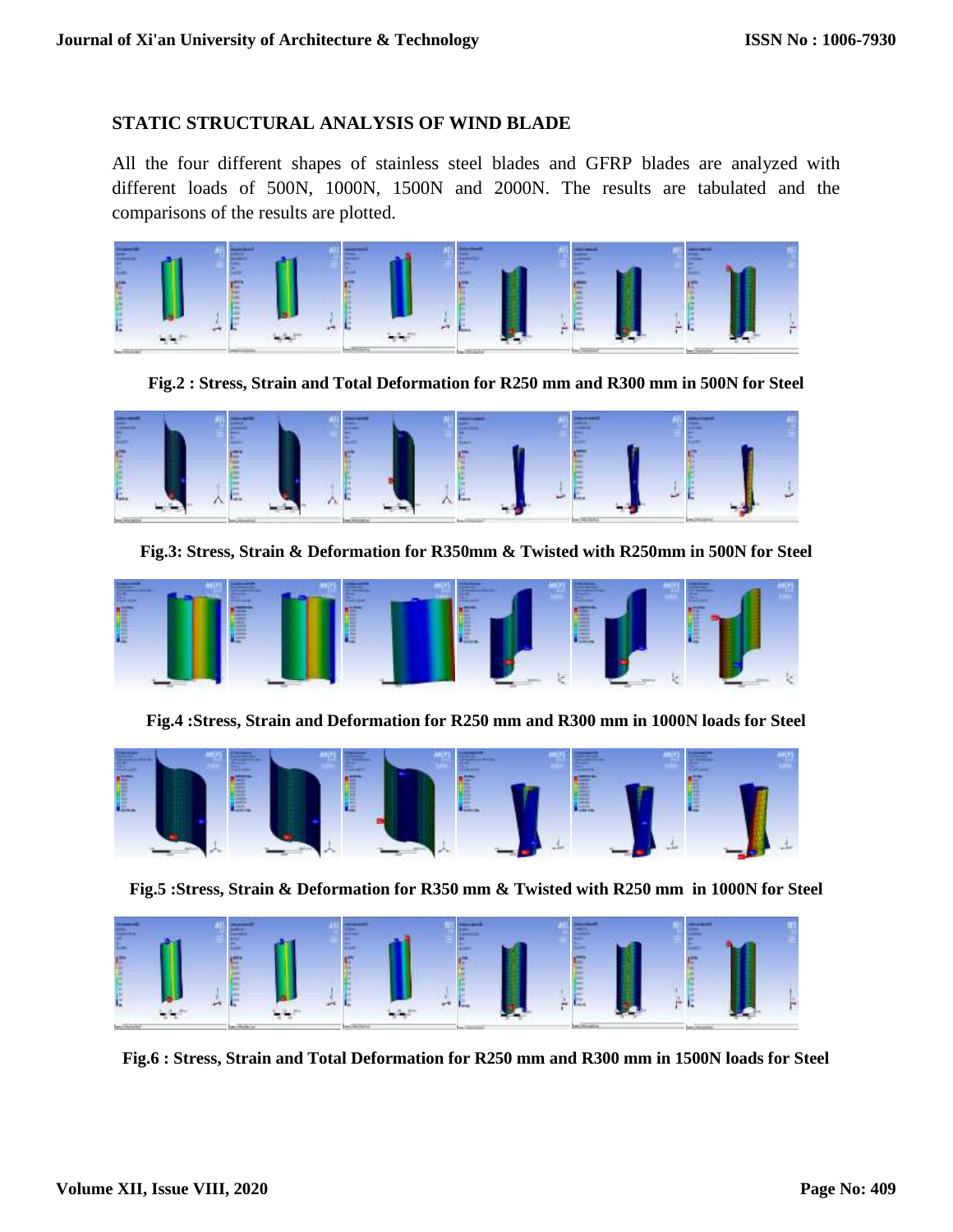## STATIC STRUCTURAL ANALYSIS OF WIND BLADE

All the four different shapes of stainless steel blades and GFRP blades are analyzed with different loads of 500N, 1000N, 1500N and 2000N. The results are tabulated and the comparisons of the results are plotted.

**Fig.2 : Stress, Strain and Total Deformation for R250 mm and R300 mm in 500N for Steel**

**Fig.3: Stress, Strain & Deformation for R350mm & Twisted with R250mm in 500N for Steel**

**Fig.4 :Stress, Strain and Deformation for R250 mm and R300 mm in 1000N loads for Steel**

**Fig.5 :Stress, Strain & Deformation for R350 mm & Twisted with R250 mm in 1000N for Steel**

**Fig.6 : Stress, Strain and Total Deformation for R250 mm and R300 mm in 1500N loads for Steel**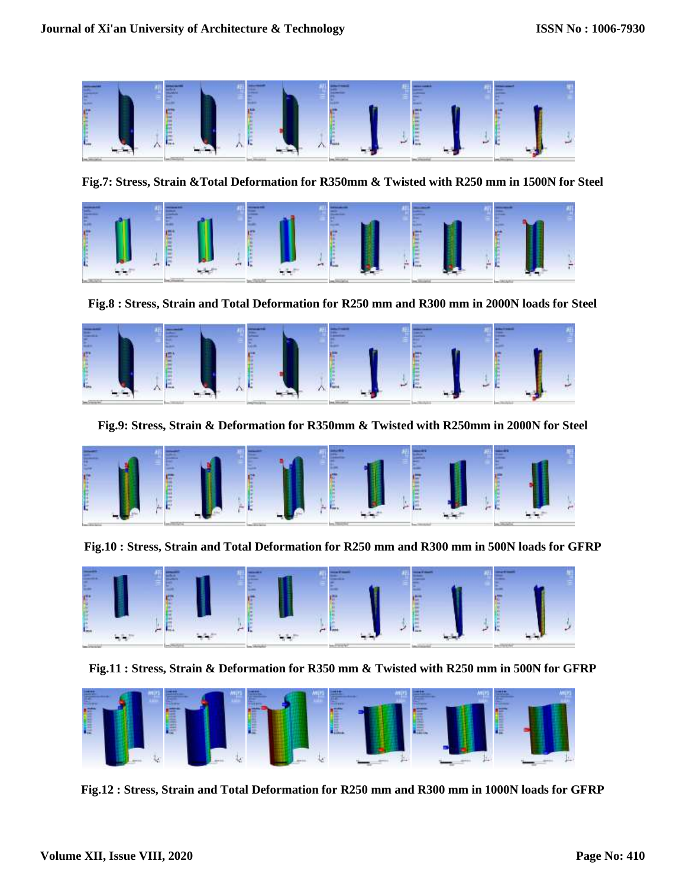**Fig.7: Stress, Strain &Total Deformation for R350mm & Twisted with R250 mm in 1500N for Steel**

**Fig.8 : Stress, Strain and Total Deformation for R250 mm and R300 mm in 2000N loads for Steel**

**Fig.9: Stress, Strain & Deformation for R350mm & Twisted with R250mm in 2000N for Steel**

**Fig.10 : Stress, Strain and Total Deformation for R250 mm and R300 mm in 500N loads for GFRP**

**Fig.11 : Stress, Strain & Deformation for R350 mm & Twisted with R250 mm in 500N for GFRP**

**Fig.12 : Stress, Strain and Total Deformation for R250 mm and R300 mm in 1000N loads for GFRP**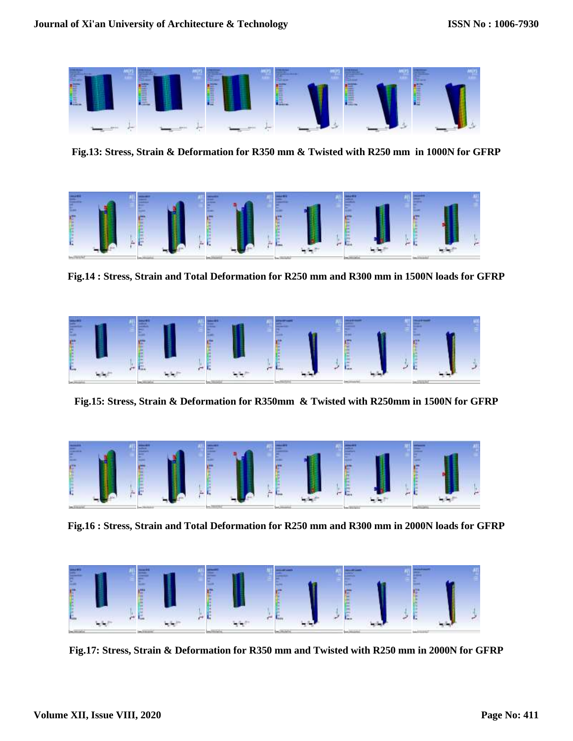**Fig.13: Stress, Strain & Deformation for R350 mm & Twisted with R250 mm in 1000N for GFRP**

**Fig.14 : Stress, Strain and Total Deformation for R250 mm and R300 mm in 1500N loads for GFRP**

**Fig.15: Stress, Strain & Deformation for R350mm & Twisted with R250mm in 1500N for GFRP**

**Fig.16 : Stress, Strain and Total Deformation for R250 mm and R300 mm in 2000N loads for GFRP**

**Fig.17: Stress, Strain & Deformation for R350 mm and Twisted with R250 mm in 2000N for GFRP**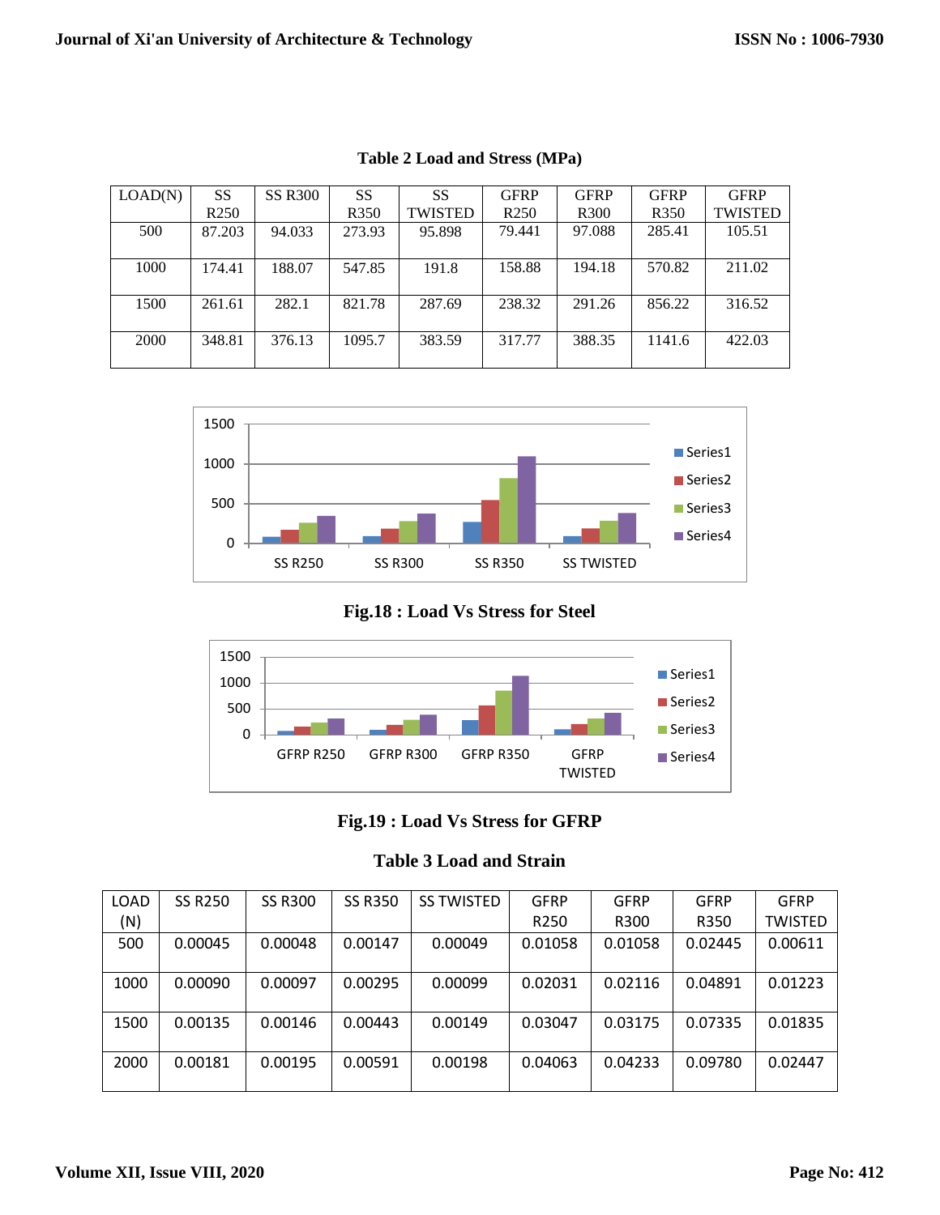**Table 2 Load and Stress (MPa)**

| LOAD(N) | SS R250 | SS R300 | SS R350 | SS TWISTED | GFRP R250 | GFRP R300 | GFRP R350 | GFRP TWISTED |
|---|---|---|---|---|---|---|---|---|
| 500 | 87.203 | 94.033 | 273.93 | 95.898 | 79.441 | 97.088 | 285.41 | 105.51 |
| 1000 | 174.41 | 188.07 | 547.85 | 191.8 | 158.88 | 194.18 | 570.82 | 211.02 |
| 1500 | 261.61 | 282.1 | 821.78 | 287.69 | 238.32 | 291.26 | 856.22 | 316.52 |
| 2000 | 348.81 | 376.13 | 1095.7 | 383.59 | 317.77 | 388.35 | 1141.6 | 422.03 |

**Fig.18 : Load Vs Stress for Steel**

**Fig.19 : Load Vs Stress for GFRP**

**Table 3 Load and Strain**

| LOAD (N) | SS R250 | SS R300 | SS R350 | SS TWISTED | GFRP R250 | GFRP R300 | GFRP R350 | GFRP TWISTED |
|---|---|---|---|---|---|---|---|---|
| 500 | 0.00045 | 0.00048 | 0.00147 | 0.00049 | 0.01058 | 0.01058 | 0.02445 | 0.00611 |
| 1000 | 0.00090 | 0.00097 | 0.00295 | 0.00099 | 0.02031 | 0.02116 | 0.04891 | 0.01223 |
| 1500 | 0.00135 | 0.00146 | 0.00443 | 0.00149 | 0.03047 | 0.03175 | 0.07335 | 0.01835 |
| 2000 | 0.00181 | 0.00195 | 0.00591 | 0.00198 | 0.04063 | 0.04233 | 0.09780 | 0.02447 |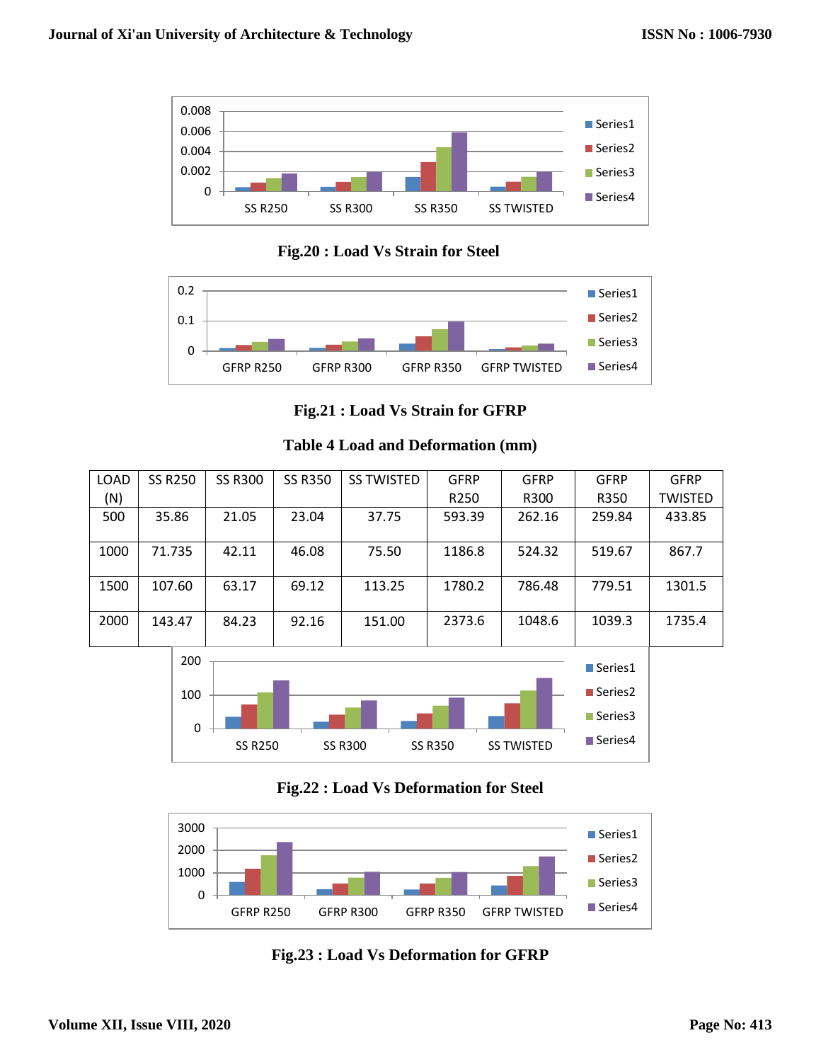Fig.20 : Load Vs Strain for Steel

Fig.21 : Load Vs Strain for GFRP

**Table 4 Load and Deformation (mm)**

| LOAD (N) | SS R250 | SS R300 | SS R350 | SS TWISTED | GFRP R250 | GFRP R300 | GFRP R350 | GFRP TWISTED |
|---|---|---|---|---|---|---|---|---|
| 500 | 35.86 | 21.05 | 23.04 | 37.75 | 593.39 | 262.16 | 259.84 | 433.85 |
| 1000 | 71.735 | 42.11 | 46.08 | 75.50 | 1186.8 | 524.32 | 519.67 | 867.7 |
| 1500 | 107.60 | 63.17 | 69.12 | 113.25 | 1780.2 | 786.48 | 779.51 | 1301.5 |
| 2000 | 143.47 | 84.23 | 92.16 | 151.00 | 2373.6 | 1048.6 | 1039.3 | 1735.4 |

Fig.22 : Load Vs Deformation for Steel

Fig.23 : Load Vs Deformation for GFRP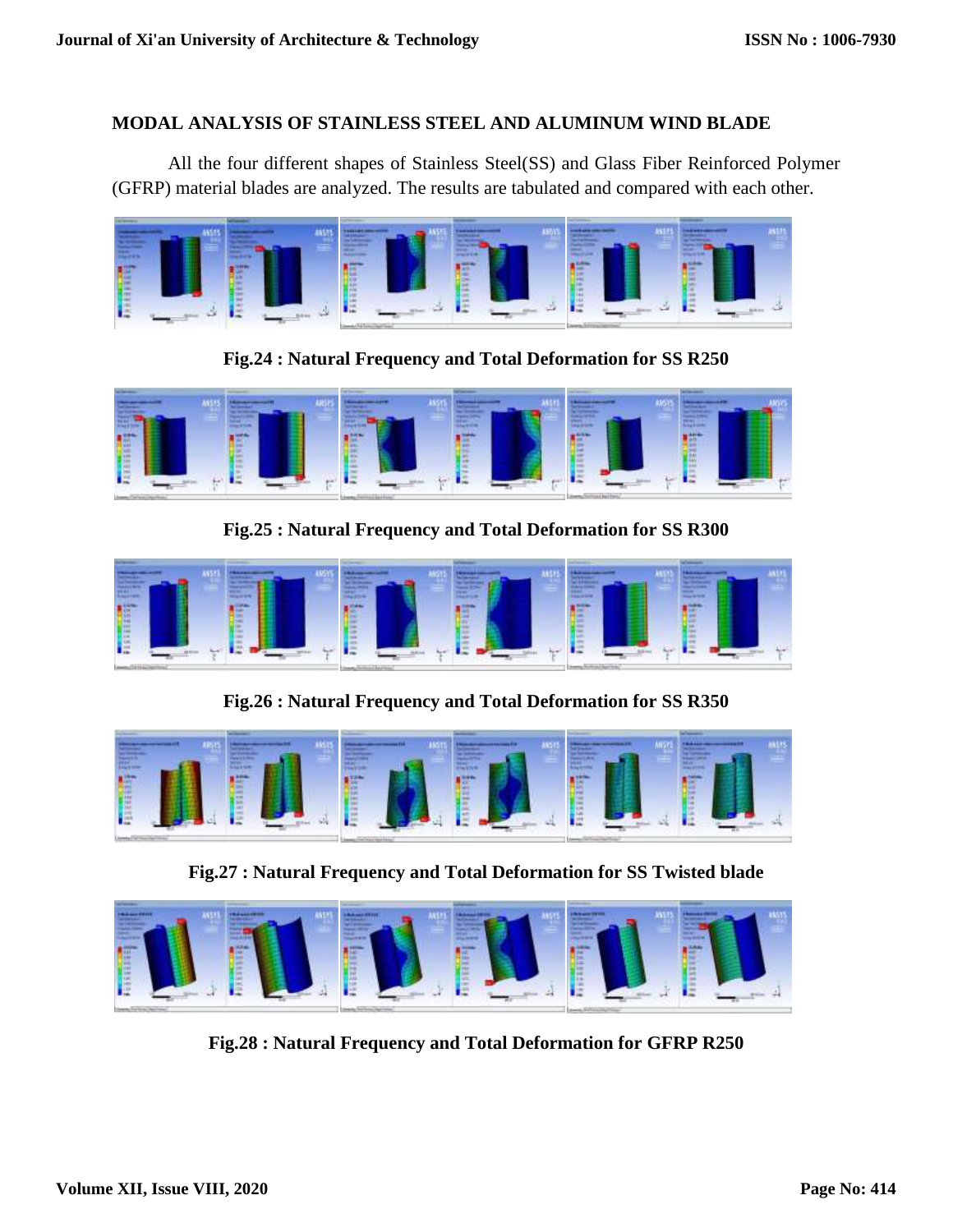## MODAL ANALYSIS OF STAINLESS STEEL AND ALUMINUM WIND BLADE

All the four different shapes of Stainless Steel(SS) and Glass Fiber Reinforced Polymer (GFRP) material blades are analyzed. The results are tabulated and compared with each other.

**Fig.24 : Natural Frequency and Total Deformation for SS R250**

**Fig.25 : Natural Frequency and Total Deformation for SS R300**

**Fig.26 : Natural Frequency and Total Deformation for SS R350**

**Fig.27 : Natural Frequency and Total Deformation for SS Twisted blade**

**Fig.28 : Natural Frequency and Total Deformation for GFRP R250**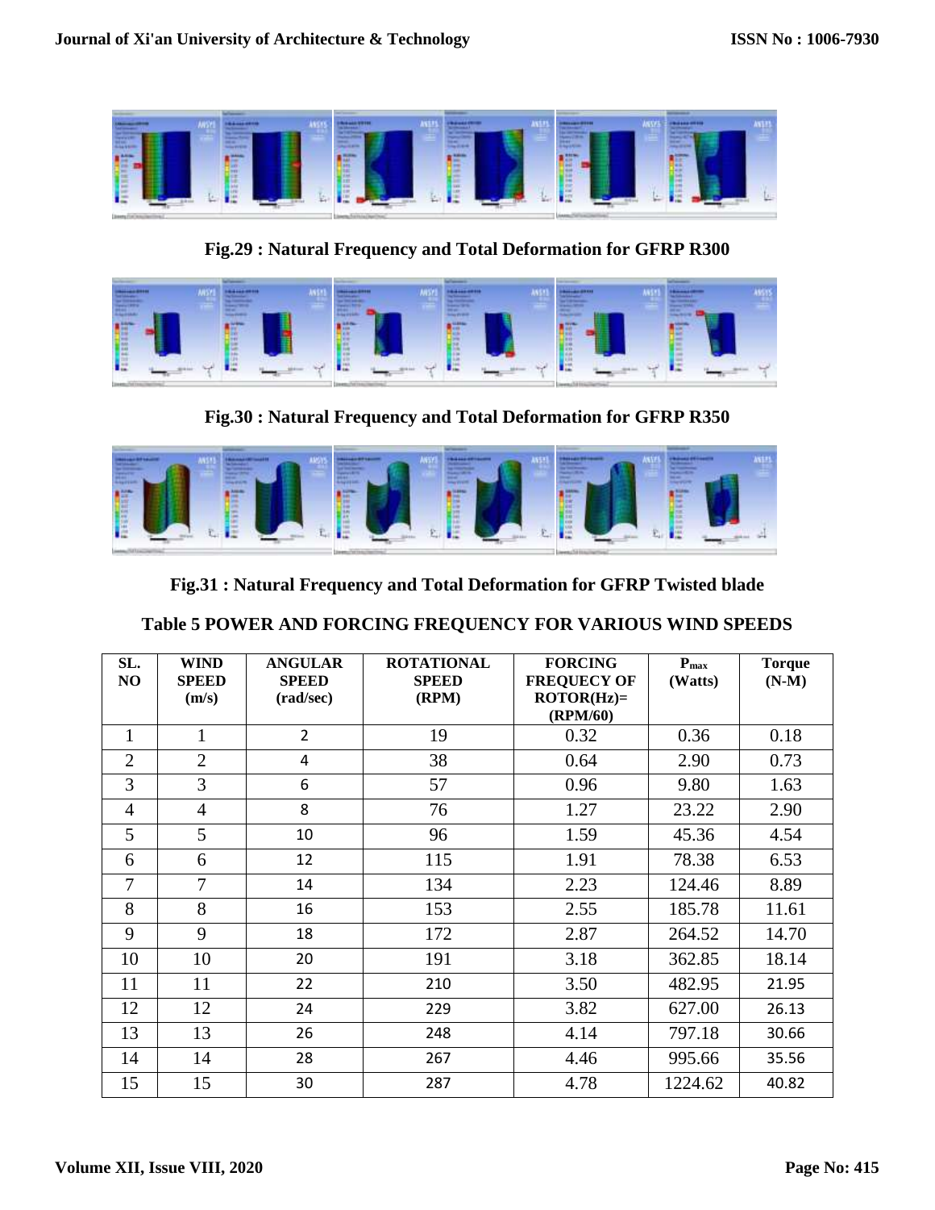Fig.29 : Natural Frequency and Total Deformation for GFRP R300

Fig.30 : Natural Frequency and Total Deformation for GFRP R350

Fig.31 : Natural Frequency and Total Deformation for GFRP Twisted blade

**Table 5 POWER AND FORCING FREQUENCY FOR VARIOUS WIND SPEEDS**

| SL. NO | WIND SPEED (m/s) | ANGULAR SPEED (rad/sec) | ROTATIONAL SPEED (RPM) | FORCING FREQUECY OF ROTOR(Hz)= (RPM/60) | $P_{max}$ (Watts) | Torque (N-M) |
|---|---|---|---|---|---|---|
| 1 | 1 | 2 | 19 | 0.32 | 0.36 | 0.18 |
| 2 | 2 | 4 | 38 | 0.64 | 2.90 | 0.73 |
| 3 | 3 | 6 | 57 | 0.96 | 9.80 | 1.63 |
| 4 | 4 | 8 | 76 | 1.27 | 23.22 | 2.90 |
| 5 | 5 | 10 | 96 | 1.59 | 45.36 | 4.54 |
| 6 | 6 | 12 | 115 | 1.91 | 78.38 | 6.53 |
| 7 | 7 | 14 | 134 | 2.23 | 124.46 | 8.89 |
| 8 | 8 | 16 | 153 | 2.55 | 185.78 | 11.61 |
| 9 | 9 | 18 | 172 | 2.87 | 264.52 | 14.70 |
| 10 | 10 | 20 | 191 | 3.18 | 362.85 | 18.14 |
| 11 | 11 | 22 | 210 | 3.50 | 482.95 | 21.95 |
| 12 | 12 | 24 | 229 | 3.82 | 627.00 | 26.13 |
| 13 | 13 | 26 | 248 | 4.14 | 797.18 | 30.66 |
| 14 | 14 | 28 | 267 | 4.46 | 995.66 | 35.56 |
| 15 | 15 | 30 | 287 | 4.78 | 1224.62 | 40.82 |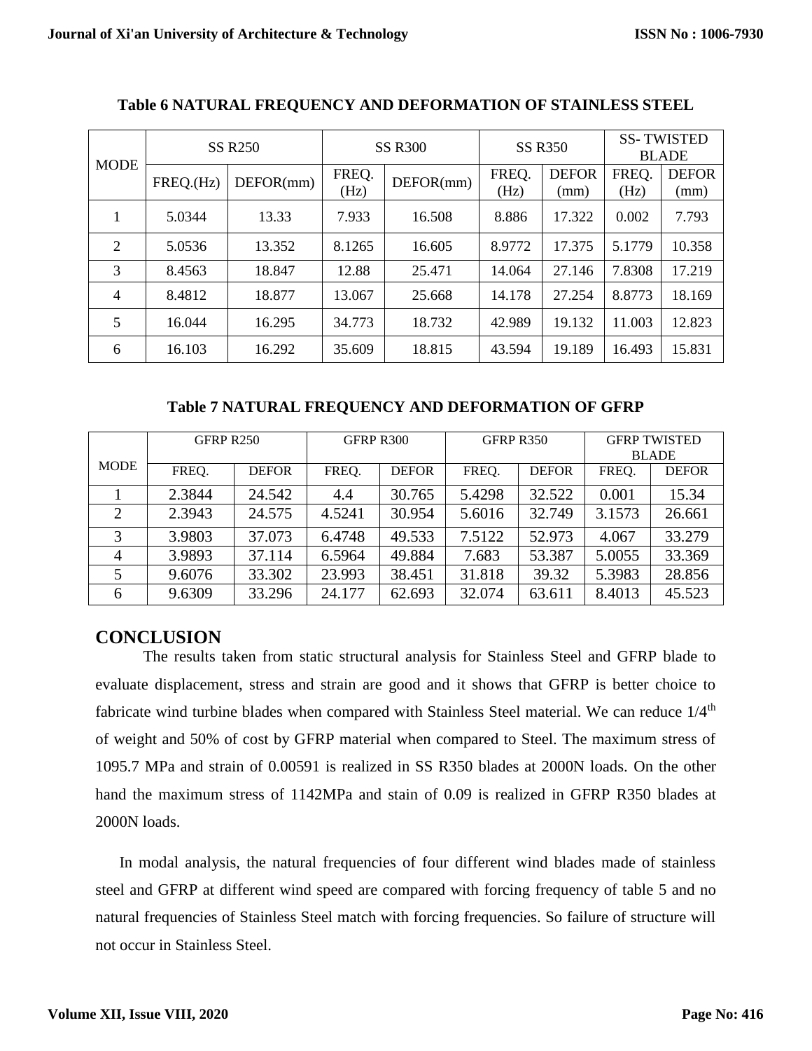**Table 6 NATURAL FREQUENCY AND DEFORMATION OF STAINLESS STEEL**

| MODE | SS R250 | | SS R300 | | SS R350 | | SS- TWISTED BLADE | |
|---|---|---|---|---|---|---|---|---|
| | FREQ.(Hz) | DEFOR(mm) | FREQ. (Hz) | DEFOR(mm) | FREQ. (Hz) | DEFOR (mm) | FREQ. (Hz) | DEFOR (mm) |
| 1 | 5.0344 | 13.33 | 7.933 | 16.508 | 8.886 | 17.322 | 0.002 | 7.793 |
| 2 | 5.0536 | 13.352 | 8.1265 | 16.605 | 8.9772 | 17.375 | 5.1779 | 10.358 |
| 3 | 8.4563 | 18.847 | 12.88 | 25.471 | 14.064 | 27.146 | 7.8308 | 17.219 |
| 4 | 8.4812 | 18.877 | 13.067 | 25.668 | 14.178 | 27.254 | 8.8773 | 18.169 |
| 5 | 16.044 | 16.295 | 34.773 | 18.732 | 42.989 | 19.132 | 11.003 | 12.823 |
| 6 | 16.103 | 16.292 | 35.609 | 18.815 | 43.594 | 19.189 | 16.493 | 15.831 |

**Table 7 NATURAL FREQUENCY AND DEFORMATION OF GFRP**

| MODE | GFRP R250 | | GFRP R300 | | GFRP R350 | | GFRP TWISTED BLADE | |
|---|---|---|---|---|---|---|---|---|
| | FREQ. | DEFOR | FREQ. | DEFOR | FREQ. | DEFOR | FREQ. | DEFOR |
| 1 | 2.3844 | 24.542 | 4.4 | 30.765 | 5.4298 | 32.522 | 0.001 | 15.34 |
| 2 | 2.3943 | 24.575 | 4.5241 | 30.954 | 5.6016 | 32.749 | 3.1573 | 26.661 |
| 3 | 3.9803 | 37.073 | 6.4748 | 49.533 | 7.5122 | 52.973 | 4.067 | 33.279 |
| 4 | 3.9893 | 37.114 | 6.5964 | 49.884 | 7.683 | 53.387 | 5.0055 | 33.369 |
| 5 | 9.6076 | 33.302 | 23.993 | 38.451 | 31.818 | 39.32 | 5.3983 | 28.856 |
| 6 | 9.6309 | 33.296 | 24.177 | 62.693 | 32.074 | 63.611 | 8.4013 | 45.523 |

## CONCLUSION

The results taken from static structural analysis for Stainless Steel and GFRP blade to evaluate displacement, stress and strain are good and it shows that GFRP is better choice to fabricate wind turbine blades when compared with Stainless Steel material. We can reduce $1/4^{th}$ of weight and 50% of cost by GFRP material when compared to Steel. The maximum stress of 1095.7 MPa and strain of 0.00591 is realized in SS R350 blades at 2000N loads. On the other hand the maximum stress of 1142MPa and stain of 0.09 is realized in GFRP R350 blades at 2000N loads.

In modal analysis, the natural frequencies of four different wind blades made of stainless steel and GFRP at different wind speed are compared with forcing frequency of table 5 and no natural frequencies of Stainless Steel match with forcing frequencies. So failure of structure will not occur in Stainless Steel.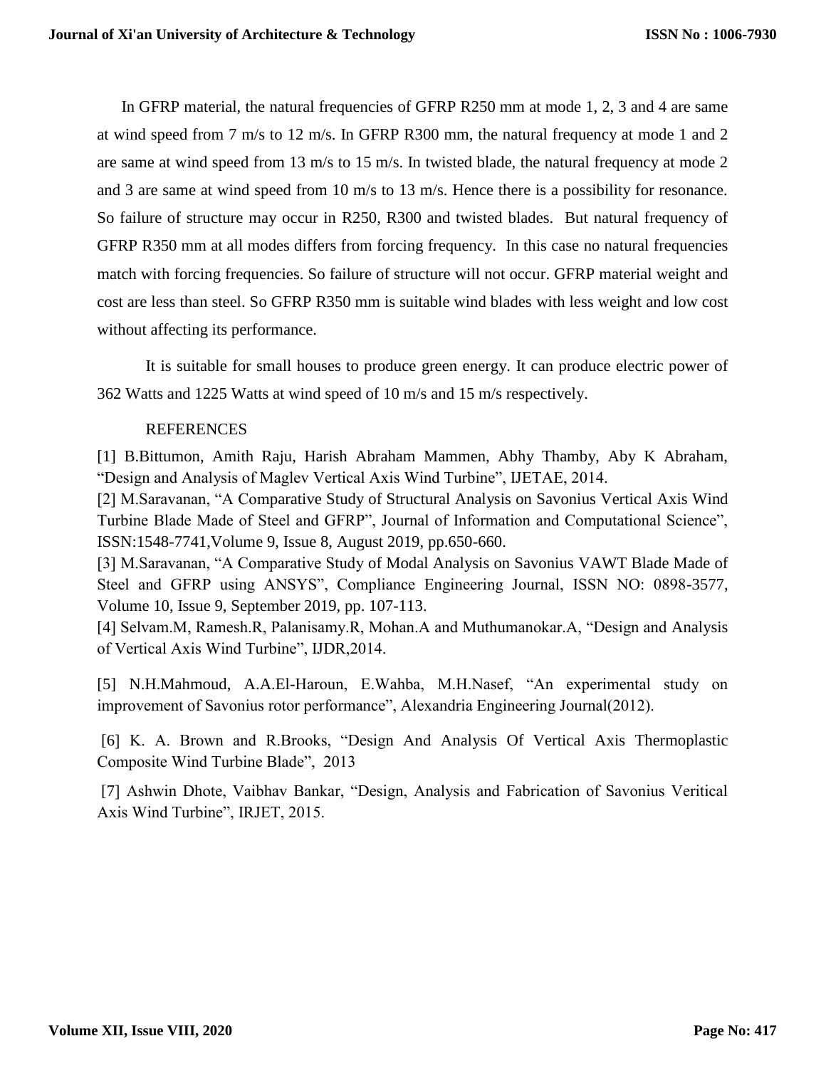In GFRP material, the natural frequencies of GFRP R250 mm at mode 1, 2, 3 and 4 are same at wind speed from 7 m/s to 12 m/s. In GFRP R300 mm, the natural frequency at mode 1 and 2 are same at wind speed from 13 m/s to 15 m/s. In twisted blade, the natural frequency at mode 2 and 3 are same at wind speed from 10 m/s to 13 m/s. Hence there is a possibility for resonance. So failure of structure may occur in R250, R300 and twisted blades. But natural frequency of GFRP R350 mm at all modes differs from forcing frequency. In this case no natural frequencies match with forcing frequencies. So failure of structure will not occur. GFRP material weight and cost are less than steel. So GFRP R350 mm is suitable wind blades with less weight and low cost without affecting its performance.

It is suitable for small houses to produce green energy. It can produce electric power of 362 Watts and 1225 Watts at wind speed of 10 m/s and 15 m/s respectively.

## REFERENCES

[1] B.Bittumon, Amith Raju, Harish Abraham Mammen, Abhy Thamby, Aby K Abraham, "Design and Analysis of Maglev Vertical Axis Wind Turbine", IJETAE, 2014.

[2] M.Saravanan, "A Comparative Study of Structural Analysis on Savonius Vertical Axis Wind Turbine Blade Made of Steel and GFRP", Journal of Information and Computational Science", ISSN:1548-7741,Volume 9, Issue 8, August 2019, pp.650-660.

[3] M.Saravanan, "A Comparative Study of Modal Analysis on Savonius VAWT Blade Made of Steel and GFRP using ANSYS", Compliance Engineering Journal, ISSN NO: 0898-3577, Volume 10, Issue 9, September 2019, pp. 107-113.

[4] Selvam.M, Ramesh.R, Palanisamy.R, Mohan.A and Muthumanokar.A, "Design and Analysis of Vertical Axis Wind Turbine", IJDR,2014.

[5] N.H.Mahmoud, A.A.El-Haroun, E.Wahba, M.H.Nasef, "An experimental study on improvement of Savonius rotor performance", Alexandria Engineering Journal(2012).

[6] K. A. Brown and R.Brooks, "Design And Analysis Of Vertical Axis Thermoplastic Composite Wind Turbine Blade", 2013

[7] Ashwin Dhote, Vaibhav Bankar, "Design, Analysis and Fabrication of Savonius Veritical Axis Wind Turbine", IRJET, 2015.